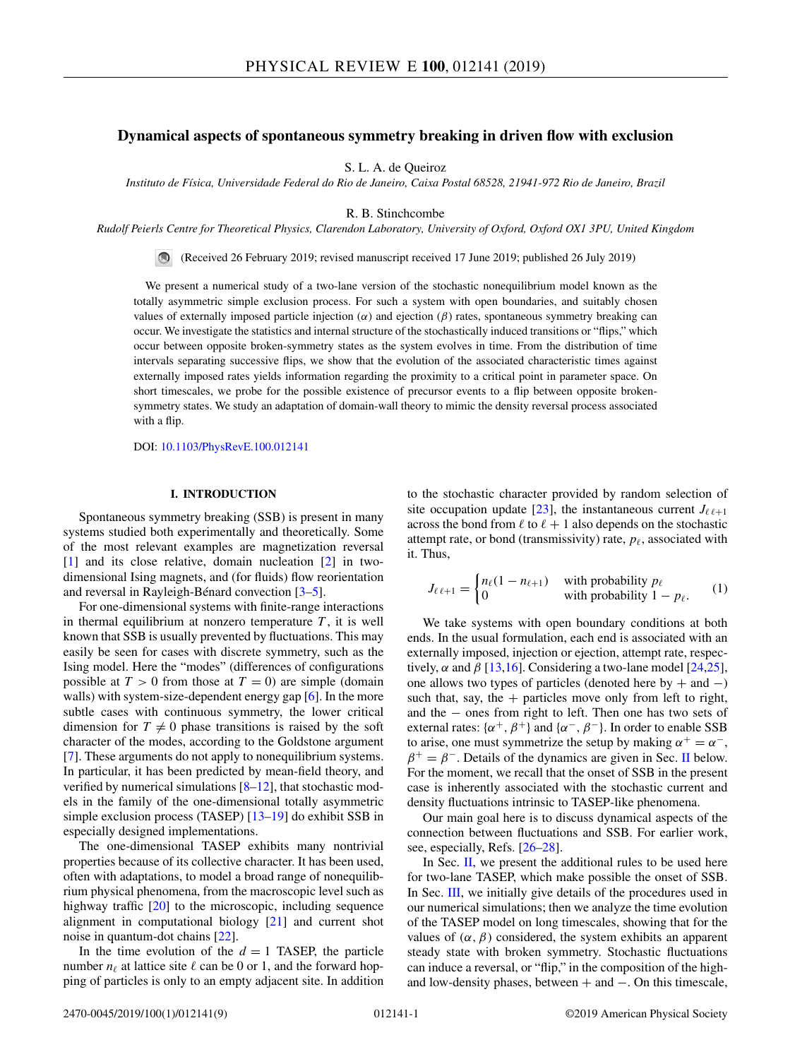# Dynamical aspects of spontaneous symmetry breaking in driven flow with exclusion

S. L. A. de Queiroz

*Instituto de Física, Universidade Federal do Rio de Janeiro, Caixa Postal 68528, 21941-972 Rio de Janeiro, Brazil*

R. B. Stinchcombe

*Rudolf Peierls Centre for Theoretical Physics, Clarendon Laboratory, University of Oxford, Oxford OX1 3PU, United Kingdom*

(Received 26 February 2019; revised manuscript received 17 June 2019; published 26 July 2019)

We present a numerical study of a two-lane version of the stochastic nonequilibrium model known as the totally asymmetric simple exclusion process. For such a system with open boundaries, and suitably chosen values of externally imposed particle injection ($\alpha$) and ejection ($\beta$) rates, spontaneous symmetry breaking can occur. We investigate the statistics and internal structure of the stochastically induced transitions or "flips," which occur between opposite broken-symmetry states as the system evolves in time. From the distribution of time intervals separating successive flips, we show that the evolution of the associated characteristic times against externally imposed rates yields information regarding the proximity to a critical point in parameter space. On short timescales, we probe for the possible existence of precursor events to a flip between opposite broken-symmetry states. We study an adaptation of domain-wall theory to mimic the density reversal process associated with a flip.

DOI: 10.1103/PhysRevE.100.012141

## I. INTRODUCTION

Spontaneous symmetry breaking (SSB) is present in many systems studied both experimentally and theoretically. Some of the most relevant examples are magnetization reversal [1] and its close relative, domain nucleation [2] in two-dimensional Ising magnets, and (for fluids) flow reorientation and reversal in Rayleigh-Bénard convection [3–5].

For one-dimensional systems with finite-range interactions in thermal equilibrium at nonzero temperature $T$, it is well known that SSB is usually prevented by fluctuations. This may easily be seen for cases with discrete symmetry, such as the Ising model. Here the "modes" (differences of configurations possible at $T > 0$ from those at $T = 0$) are simple (domain walls) with system-size-dependent energy gap [6]. In the more subtle cases with continuous symmetry, the lower critical dimension for $T \neq 0$ phase transitions is raised by the soft character of the modes, according to the Goldstone argument [7]. These arguments do not apply to nonequilibrium systems. In particular, it has been predicted by mean-field theory, and verified by numerical simulations [8–12], that stochastic models in the family of the one-dimensional totally asymmetric simple exclusion process (TASEP) [13–19] do exhibit SSB in especially designed implementations.

The one-dimensional TASEP exhibits many nontrivial properties because of its collective character. It has been used, often with adaptations, to model a broad range of nonequilibrium physical phenomena, from the macroscopic level such as highway traffic [20] to the microscopic, including sequence alignment in computational biology [21] and current shot noise in quantum-dot chains [22].

In the time evolution of the $d = 1$ TASEP, the particle number $n_\ell$ at lattice site $\ell$ can be 0 or 1, and the forward hopping of particles is only to an empty adjacent site. In addition to the stochastic character provided by random selection of site occupation update [23], the instantaneous current $J_{\ell\,\ell+1}$ across the bond from $\ell$ to $\ell + 1$ also depends on the stochastic attempt rate, or bond (transmissivity) rate, $p_\ell$, associated with it. Thus,

$$J_{\ell\,\ell+1} = \begin{cases} n_\ell(1 - n_{\ell+1}) & \text{with probability } p_\ell \\ 0 & \text{with probability } 1 - p_\ell. \end{cases} \tag{1}$$

We take systems with open boundary conditions at both ends. In the usual formulation, each end is associated with an externally imposed, injection or ejection, attempt rate, respectively, $\alpha$ and $\beta$ [13,16]. Considering a two-lane model [24,25], one allows two types of particles (denoted here by + and −) such that, say, the + particles move only from left to right, and the − ones from right to left. Then one has two sets of external rates: $\{\alpha^+, \beta^+\}$ and $\{\alpha^-, \beta^-\}$. In order to enable SSB to arise, one must symmetrize the setup by making $\alpha^+ = \alpha^-$, $\beta^+ = \beta^-$. Details of the dynamics are given in Sec. II below. For the moment, we recall that the onset of SSB in the present case is inherently associated with the stochastic current and density fluctuations intrinsic to TASEP-like phenomena.

Our main goal here is to discuss dynamical aspects of the connection between fluctuations and SSB. For earlier work, see, especially, Refs. [26–28].

In Sec. II, we present the additional rules to be used here for two-lane TASEP, which make possible the onset of SSB. In Sec. III, we initially give details of the procedures used in our numerical simulations; then we analyze the time evolution of the TASEP model on long timescales, showing that for the values of $(\alpha, \beta)$ considered, the system exhibits an apparent steady state with broken symmetry. Stochastic fluctuations can induce a reversal, or "flip," in the composition of the high- and low-density phases, between + and −. On this timescale,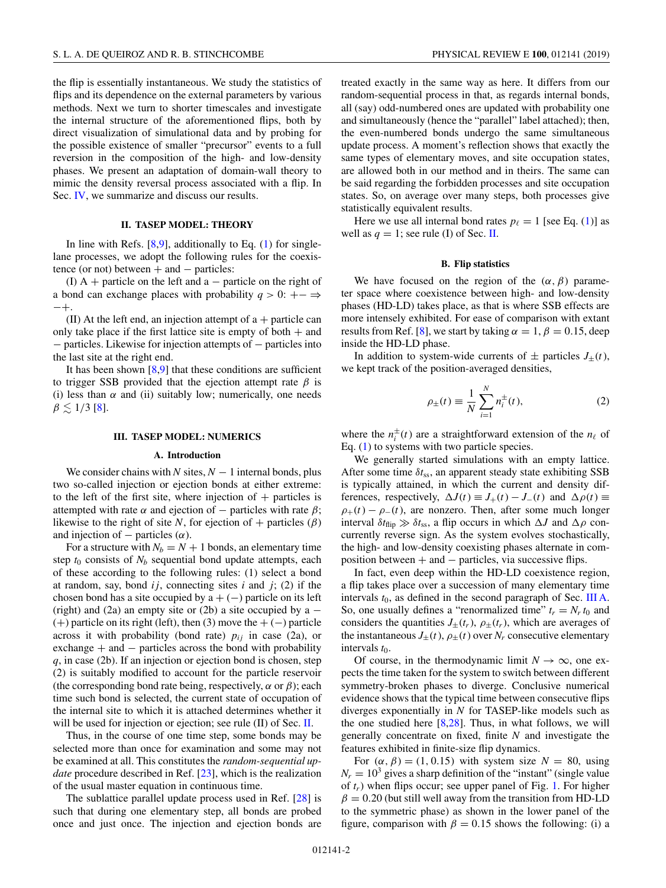the flip is essentially instantaneous. We study the statistics of flips and its dependence on the external parameters by various methods. Next we turn to shorter timescales and investigate the internal structure of the aforementioned flips, both by direct visualization of simulational data and by probing for the possible existence of smaller "precursor" events to a full reversion in the composition of the high- and low-density phases. We present an adaptation of domain-wall theory to mimic the density reversal process associated with a flip. In Sec. IV, we summarize and discuss our results.

## II. TASEP MODEL: THEORY

In line with Refs. [8,9], additionally to Eq. (1) for single-lane processes, we adopt the following rules for the coexistence (or not) between + and − particles:

(I) A + particle on the left and a − particle on the right of a bond can exchange places with probability $q > 0$: $+- \Rightarrow -+$.

(II) At the left end, an injection attempt of a + particle can only take place if the first lattice site is empty of both + and − particles. Likewise for injection attempts of − particles into the last site at the right end.

It has been shown [8,9] that these conditions are sufficient to trigger SSB provided that the ejection attempt rate $\beta$ is (i) less than $\alpha$ and (ii) suitably low; numerically, one needs $\beta \lesssim 1/3$ [8].

## III. TASEP MODEL: NUMERICS

### A. Introduction

We consider chains with $N$ sites, $N-1$ internal bonds, plus two so-called injection or ejection bonds at either extreme: to the left of the first site, where injection of + particles is attempted with rate $\alpha$ and ejection of − particles with rate $\beta$; likewise to the right of site $N$, for ejection of + particles ($\beta$) and injection of − particles ($\alpha$).

For a structure with $N_b = N+1$ bonds, an elementary time step $t_0$ consists of $N_b$ sequential bond update attempts, each of these according to the following rules: (1) select a bond at random, say, bond $ij$, connecting sites $i$ and $j$; (2) if the chosen bond has a site occupied by a + (−) particle on its left (right) and (2a) an empty site or (2b) a site occupied by a − (+) particle on its right (left), then (3) move the + (−) particle across it with probability (bond rate) $p_{ij}$ in case (2a), or exchange + and − particles across the bond with probability $q$, in case (2b). If an injection or ejection bond is chosen, step (2) is suitably modified to account for the particle reservoir (the corresponding bond rate being, respectively, $\alpha$ or $\beta$); each time such bond is selected, the current state of occupation of the internal site to which it is attached determines whether it will be used for injection or ejection; see rule (II) of Sec. II.

Thus, in the course of one time step, some bonds may be selected more than once for examination and some may not be examined at all. This constitutes the *random-sequential update* procedure described in Ref. [23], which is the realization of the usual master equation in continuous time.

The sublattice parallel update process used in Ref. [28] is such that during one elementary step, all bonds are probed once and just once. The injection and ejection bonds are treated exactly in the same way as here. It differs from our random-sequential process in that, as regards internal bonds, all (say) odd-numbered ones are updated with probability one and simultaneously (hence the "parallel" label attached); then, the even-numbered bonds undergo the same simultaneous update process. A moment's reflection shows that exactly the same types of elementary moves, and site occupation states, are allowed both in our method and in theirs. The same can be said regarding the forbidden processes and site occupation states. So, on average over many steps, both processes give statistically equivalent results.

Here we use all internal bond rates $p_\ell = 1$ [see Eq. (1)] as well as $q = 1$; see rule (I) of Sec. II.

### B. Flip statistics

We have focused on the region of the $(\alpha, \beta)$ parameter space where coexistence between high- and low-density phases (HD-LD) takes place, as that is where SSB effects are more intensely exhibited. For ease of comparison with extant results from Ref. [8], we start by taking $\alpha = 1$, $\beta = 0.15$, deep inside the HD-LD phase.

In addition to system-wide currents of ± particles $J_\pm(t)$, we kept track of the position-averaged densities,

$$\rho_\pm(t) \equiv \frac{1}{N}\sum_{i=1}^{N} n_i^\pm(t), \tag{2}$$

where the $n_i^\pm(t)$ are a straightforward extension of the $n_\ell$ of Eq. (1) to systems with two particle species.

We generally started simulations with an empty lattice. After some time $\delta t_{\rm ss}$, an apparent steady state exhibiting SSB is typically attained, in which the current and density differences, respectively, $\Delta J(t) \equiv J_+(t) - J_-(t)$ and $\Delta\rho(t) \equiv \rho_+(t) - \rho_-(t)$, are nonzero. Then, after some much longer interval $\delta t_{\rm flip} \gg \delta t_{\rm ss}$, a flip occurs in which $\Delta J$ and $\Delta\rho$ concurrently reverse sign. As the system evolves stochastically, the high- and low-density coexisting phases alternate in composition between + and − particles, via successive flips.

In fact, even deep within the HD-LD coexistence region, a flip takes place over a succession of many elementary time intervals $t_0$, as defined in the second paragraph of Sec. III A. So, one usually defines a "renormalized time" $t_r = N_r\, t_0$ and considers the quantities $J_\pm(t_r)$, $\rho_\pm(t_r)$, which are averages of the instantaneous $J_\pm(t)$, $\rho_\pm(t)$ over $N_r$ consecutive elementary intervals $t_0$.

Of course, in the thermodynamic limit $N \to \infty$, one expects the time taken for the system to switch between different symmetry-broken phases to diverge. Conclusive numerical evidence shows that the typical time between consecutive flips diverges exponentially in $N$ for TASEP-like models such as the one studied here [8,28]. Thus, in what follows, we will generally concentrate on fixed, finite $N$ and investigate the features exhibited in finite-size flip dynamics.

For $(\alpha, \beta) = (1, 0.15)$ with system size $N = 80$, using $N_r = 10^3$ gives a sharp definition of the "instant" (single value of $t_r$) when flips occur; see upper panel of Fig. 1. For higher $\beta = 0.20$ (but still well away from the transition from HD-LD to the symmetric phase) as shown in the lower panel of the figure, comparison with $\beta = 0.15$ shows the following: (i) a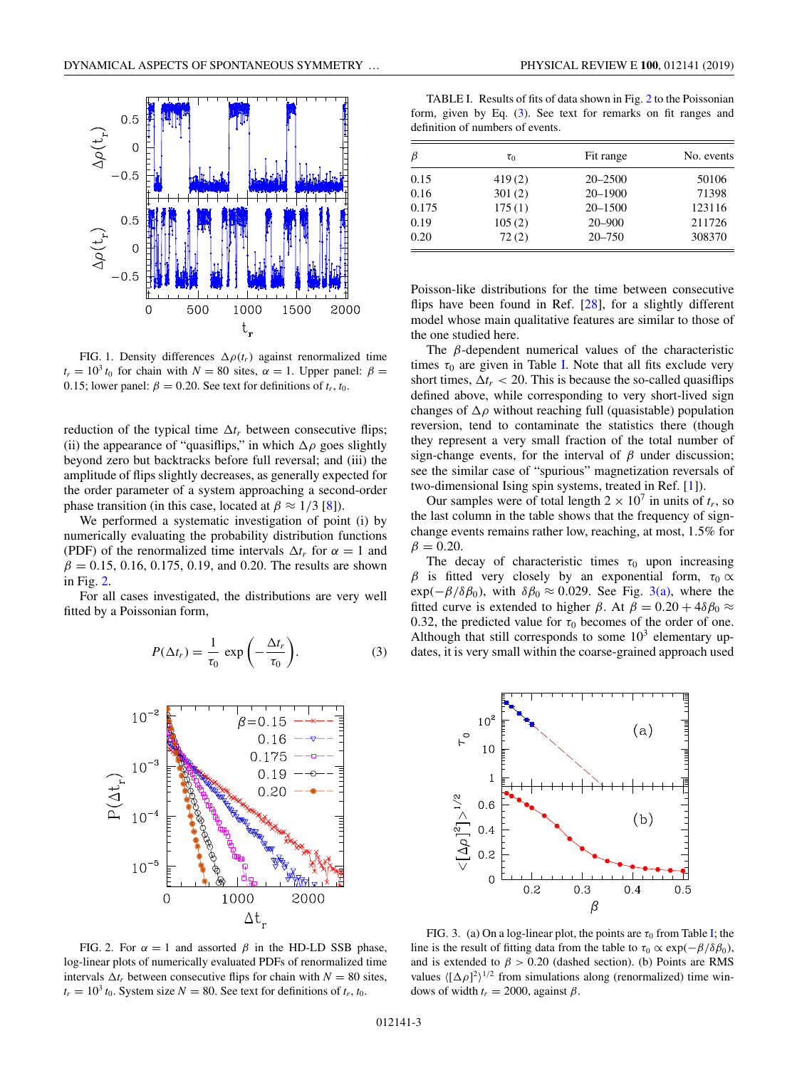FIG. 1. Density differences $\Delta\rho(t_r)$ against renormalized time $t_r = 10^3\, t_0$ for chain with $N = 80$ sites, $\alpha = 1$. Upper panel: $\beta = 0.15$; lower panel: $\beta = 0.20$. See text for definitions of $t_r$, $t_0$.

reduction of the typical time $\Delta t_r$ between consecutive flips; (ii) the appearance of "quasiflips," in which $\Delta\rho$ goes slightly beyond zero but backtracks before full reversal; and (iii) the amplitude of flips slightly decreases, as generally expected for the order parameter of a system approaching a second-order phase transition (in this case, located at $\beta \approx 1/3$ [8]).

We performed a systematic investigation of point (i) by numerically evaluating the probability distribution functions (PDF) of the renormalized time intervals $\Delta t_r$ for $\alpha = 1$ and $\beta = 0.15$, 0.16, 0.175, 0.19, and 0.20. The results are shown in Fig. 2.

For all cases investigated, the distributions are very well fitted by a Poissonian form,

$$P(\Delta t_r) = \frac{1}{\tau_0}\,\exp\left(-\frac{\Delta t_r}{\tau_0}\right). \tag{3}$$

FIG. 2. For $\alpha = 1$ and assorted $\beta$ in the HD-LD SSB phase, log-linear plots of numerically evaluated PDFs of renormalized time intervals $\Delta t_r$ between consecutive flips for chain with $N = 80$ sites, $t_r = 10^3\, t_0$. System size $N = 80$. See text for definitions of $t_r$, $t_0$.

TABLE I. Results of fits of data shown in Fig. 2 to the Poissonian form, given by Eq. (3). See text for remarks on fit ranges and definition of numbers of events.

| $\beta$ | $\tau_0$ | Fit range | No. events |
|---|---|---|---|
| 0.15 | 419 (2) | 20–2500 | 50106 |
| 0.16 | 301 (2) | 20–1900 | 71398 |
| 0.175 | 175 (1) | 20–1500 | 123116 |
| 0.19 | 105 (2) | 20–900 | 211726 |
| 0.20 | 72 (2) | 20–750 | 308370 |

Poisson-like distributions for the time between consecutive flips have been found in Ref. [28], for a slightly different model whose main qualitative features are similar to those of the one studied here.

The $\beta$-dependent numerical values of the characteristic times $\tau_0$ are given in Table I. Note that all fits exclude very short times, $\Delta t_r < 20$. This is because the so-called quasiflips defined above, while corresponding to very short-lived sign changes of $\Delta\rho$ without reaching full (quasistable) population reversion, tend to contaminate the statistics there (though they represent a very small fraction of the total number of sign-change events, for the interval of $\beta$ under discussion; see the similar case of "spurious" magnetization reversals of two-dimensional Ising spin systems, treated in Ref. [1]).

Our samples were of total length $2 \times 10^7$ in units of $t_r$, so the last column in the table shows that the frequency of sign-change events remains rather low, reaching, at most, 1.5% for $\beta = 0.20$.

The decay of characteristic times $\tau_0$ upon increasing $\beta$ is fitted very closely by an exponential form, $\tau_0 \propto \exp(-\beta/\delta\beta_0)$, with $\delta\beta_0 \approx 0.029$. See Fig. 3(a), where the fitted curve is extended to higher $\beta$. At $\beta = 0.20 + 4\delta\beta_0 \approx 0.32$, the predicted value for $\tau_0$ becomes of the order of one. Although that still corresponds to some $10^3$ elementary updates, it is very small within the coarse-grained approach used

FIG. 3. (a) On a log-linear plot, the points are $\tau_0$ from Table I; the line is the result of fitting data from the table to $\tau_0 \propto \exp(-\beta/\delta\beta_0)$, and is extended to $\beta > 0.20$ (dashed section). (b) Points are RMS values $\langle[\Delta\rho]^2\rangle^{1/2}$ from simulations along (renormalized) time windows of width $t_r = 2000$, against $\beta$.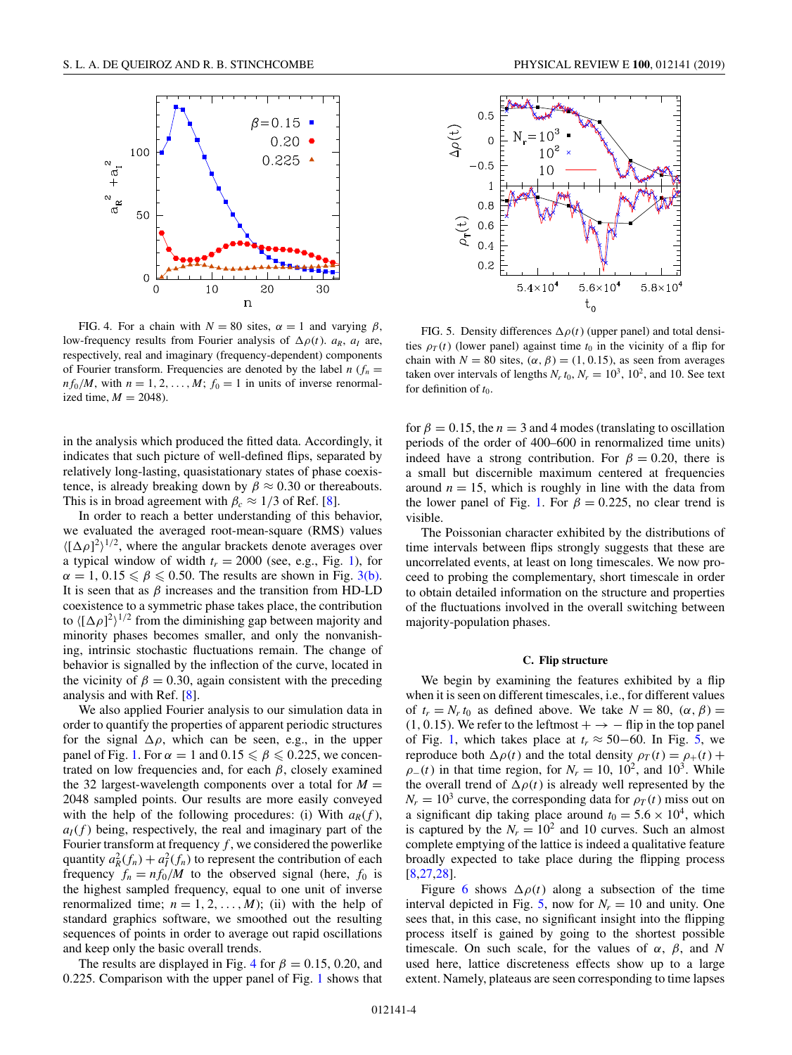FIG. 4. For a chain with $N = 80$ sites, $\alpha = 1$ and varying $\beta$, low-frequency results from Fourier analysis of $\Delta\rho(t)$. $a_R$, $a_I$ are, respectively, real and imaginary (frequency-dependent) components of Fourier transform. Frequencies are denoted by the label $n$ ($f_n = nf_0/M$, with $n = 1, 2, \ldots, M$; $f_0 = 1$ in units of inverse renormalized time, $M = 2048$).

FIG. 5. Density differences $\Delta\rho(t)$ (upper panel) and total densities $\rho_T(t)$ (lower panel) against time $t_0$ in the vicinity of a flip for chain with $N = 80$ sites, $(\alpha, \beta) = (1, 0.15)$, as seen from averages taken over intervals of lengths $N_r\, t_0$, $N_r = 10^3$, $10^2$, and 10. See text for definition of $t_0$.

in the analysis which produced the fitted data. Accordingly, it indicates that such picture of well-defined flips, separated by relatively long-lasting, quasistationary states of phase coexistence, is already breaking down by $\beta \approx 0.30$ or thereabouts. This is in broad agreement with $\beta_c \approx 1/3$ of Ref. [8].

In order to reach a better understanding of this behavior, we evaluated the averaged root-mean-square (RMS) values $\langle[\Delta\rho]^2\rangle^{1/2}$, where the angular brackets denote averages over a typical window of width $t_r = 2000$ (see, e.g., Fig. 1), for $\alpha = 1$, $0.15 \leqslant \beta \leqslant 0.50$. The results are shown in Fig. 3(b). It is seen that as $\beta$ increases and the transition from HD-LD coexistence to a symmetric phase takes place, the contribution to $\langle[\Delta\rho]^2\rangle^{1/2}$ from the diminishing gap between majority and minority phases becomes smaller, and only the nonvanishing, intrinsic stochastic fluctuations remain. The change of behavior is signalled by the inflection of the curve, located in the vicinity of $\beta = 0.30$, again consistent with the preceding analysis and with Ref. [8].

We also applied Fourier analysis to our simulation data in order to quantify the properties of apparent periodic structures for the signal $\Delta\rho$, which can be seen, e.g., in the upper panel of Fig. 1. For $\alpha = 1$ and $0.15 \leqslant \beta \leqslant 0.225$, we concentrated on low frequencies and, for each $\beta$, closely examined the 32 largest-wavelength components over a total for $M = 2048$ sampled points. Our results are more easily conveyed with the help of the following procedures: (i) With $a_R(f)$, $a_I(f)$ being, respectively, the real and imaginary part of the Fourier transform at frequency $f$, we considered the powerlike quantity $a_R^2(f_n) + a_I^2(f_n)$ to represent the contribution of each frequency $f_n = nf_0/M$ to the observed signal (here, $f_0$ is the highest sampled frequency, equal to one unit of inverse renormalized time; $n = 1, 2, \ldots, M$); (ii) with the help of standard graphics software, we smoothed out the resulting sequences of points in order to average out rapid oscillations and keep only the basic overall trends.

The results are displayed in Fig. 4 for $\beta = 0.15$, 0.20, and 0.225. Comparison with the upper panel of Fig. 1 shows that for $\beta = 0.15$, the $n = 3$ and 4 modes (translating to oscillation periods of the order of 400–600 in renormalized time units) indeed have a strong contribution. For $\beta = 0.20$, there is a small but discernible maximum centered at frequencies around $n = 15$, which is roughly in line with the data from the lower panel of Fig. 1. For $\beta = 0.225$, no clear trend is visible.

The Poissonian character exhibited by the distributions of time intervals between flips strongly suggests that these are uncorrelated events, at least on long timescales. We now proceed to probing the complementary, short timescale in order to obtain detailed information on the structure and properties of the fluctuations involved in the overall switching between majority-population phases.

### C. Flip structure

We begin by examining the features exhibited by a flip when it is seen on different timescales, i.e., for different values of $t_r = N_r\, t_0$ as defined above. We take $N = 80$, $(\alpha, \beta) = (1, 0.15)$. We refer to the leftmost $+ \to -$ flip in the top panel of Fig. 1, which takes place at $t_r \approx 50$–$60$. In Fig. 5, we reproduce both $\Delta\rho(t)$ and the total density $\rho_T(t) = \rho_+(t) + \rho_-(t)$ in that time region, for $N_r = 10$, $10^2$, and $10^3$. While the overall trend of $\Delta\rho(t)$ is already well represented by the $N_r = 10^3$ curve, the corresponding data for $\rho_T(t)$ miss out on a significant dip taking place around $t_0 = 5.6 \times 10^4$, which is captured by the $N_r = 10^2$ and 10 curves. Such an almost complete emptying of the lattice is indeed a qualitative feature broadly expected to take place during the flipping process [8,27,28].

Figure 6 shows $\Delta\rho(t)$ along a subsection of the time interval depicted in Fig. 5, now for $N_r = 10$ and unity. One sees that, in this case, no significant insight into the flipping process itself is gained by going to the shortest possible timescale. On such scale, for the values of $\alpha$, $\beta$, and $N$ used here, lattice discreteness effects show up to a large extent. Namely, plateaus are seen corresponding to time lapses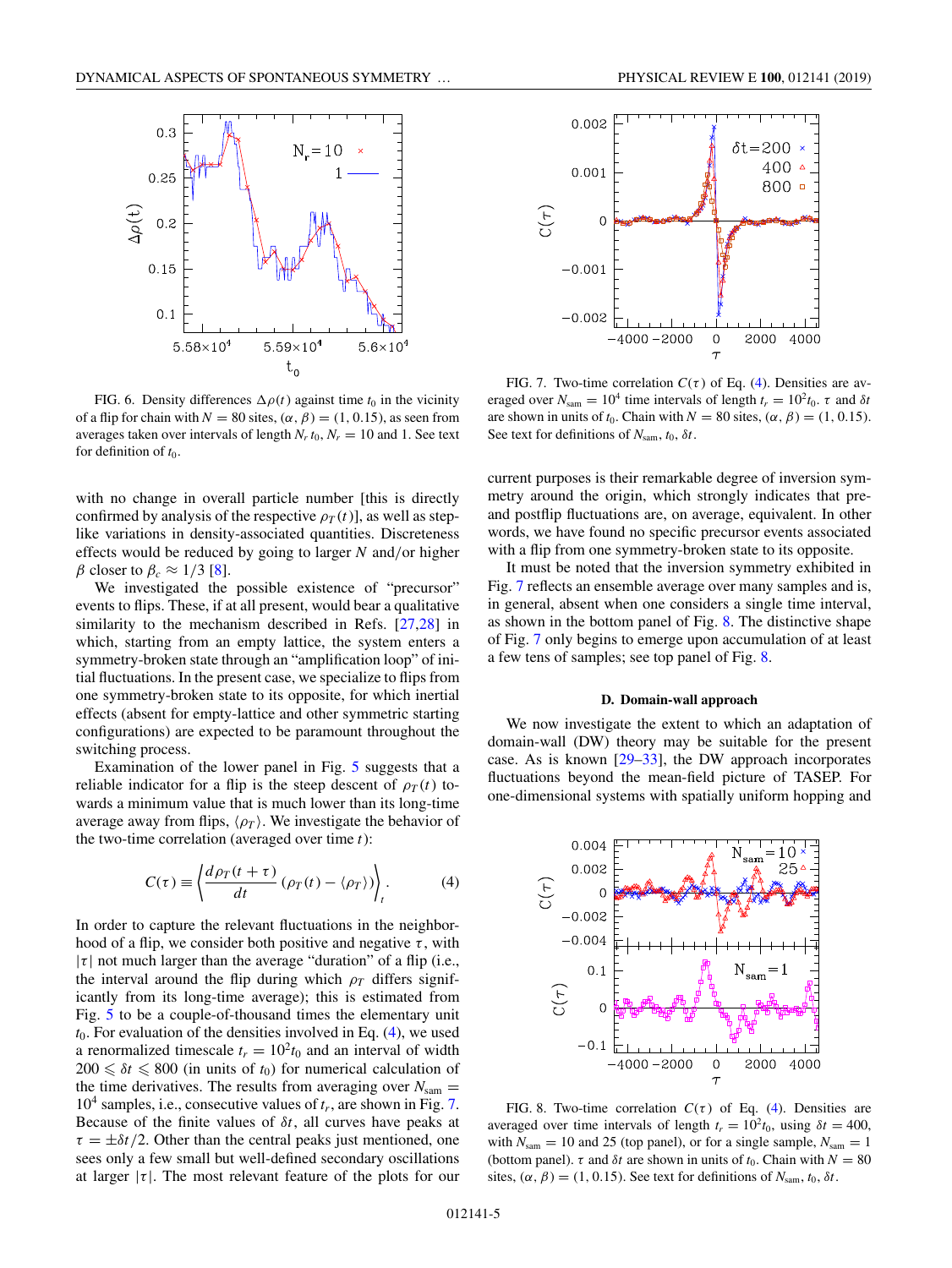FIG. 6. Density differences $\Delta\rho(t)$ against time $t_0$ in the vicinity of a flip for chain with $N = 80$ sites, $(\alpha, \beta) = (1, 0.15)$, as seen from averages taken over intervals of length $N_r t_0$, $N_r = 10$ and 1. See text for definition of $t_0$.

with no change in overall particle number [this is directly confirmed by analysis of the respective $\rho_T(t)$], as well as step-like variations in density-associated quantities. Discreteness effects would be reduced by going to larger $N$ and/or higher $\beta$ closer to $\beta_c \approx 1/3$ [8].

We investigated the possible existence of "precursor" events to flips. These, if at all present, would bear a qualitative similarity to the mechanism described in Refs. [27,28] in which, starting from an empty lattice, the system enters a symmetry-broken state through an "amplification loop" of initial fluctuations. In the present case, we specialize to flips from one symmetry-broken state to its opposite, for which inertial effects (absent for empty-lattice and other symmetric starting configurations) are expected to be paramount throughout the switching process.

Examination of the lower panel in Fig. 5 suggests that a reliable indicator for a flip is the steep descent of $\rho_T(t)$ towards a minimum value that is much lower than its long-time average away from flips, $\langle\rho_T\rangle$. We investigate the behavior of the two-time correlation (averaged over time $t$):

$$C(\tau) \equiv \left\langle \frac{d\rho_T(t+\tau)}{dt}\,(\rho_T(t) - \langle\rho_T\rangle)\right\rangle_t . \tag{4}$$

In order to capture the relevant fluctuations in the neighborhood of a flip, we consider both positive and negative $\tau$, with $|\tau|$ not much larger than the average "duration" of a flip (i.e., the interval around the flip during which $\rho_T$ differs significantly from its long-time average); this is estimated from Fig. 5 to be a couple-of-thousand times the elementary unit $t_0$. For evaluation of the densities involved in Eq. (4), we used a renormalized timescale $t_r = 10^2 t_0$ and an interval of width $200 \leqslant \delta t \leqslant 800$ (in units of $t_0$) for numerical calculation of the time derivatives. The results from averaging over $N_{\rm sam} = 10^4$ samples, i.e., consecutive values of $t_r$, are shown in Fig. 7. Because of the finite values of $\delta t$, all curves have peaks at $\tau = \pm\delta t/2$. Other than the central peaks just mentioned, one sees only a few small but well-defined secondary oscillations at larger $|\tau|$. The most relevant feature of the plots for our current purposes is their remarkable degree of inversion symmetry around the origin, which strongly indicates that pre- and postflip fluctuations are, on average, equivalent. In other words, we have found no specific precursor events associated with a flip from one symmetry-broken state to its opposite.

FIG. 7. Two-time correlation $C(\tau)$ of Eq. (4). Densities are averaged over $N_{\rm sam} = 10^4$ time intervals of length $t_r = 10^2 t_0$. $\tau$ and $\delta t$ are shown in units of $t_0$. Chain with $N = 80$ sites, $(\alpha, \beta) = (1, 0.15)$. See text for definitions of $N_{\rm sam}$, $t_0$, $\delta t$.

It must be noted that the inversion symmetry exhibited in Fig. 7 reflects an ensemble average over many samples and is, in general, absent when one considers a single time interval, as shown in the bottom panel of Fig. 8. The distinctive shape of Fig. 7 only begins to emerge upon accumulation of at least a few tens of samples; see top panel of Fig. 8.

### D. Domain-wall approach

We now investigate the extent to which an adaptation of domain-wall (DW) theory may be suitable for the present case. As is known [29–33], the DW approach incorporates fluctuations beyond the mean-field picture of TASEP. For one-dimensional systems with spatially uniform hopping and

FIG. 8. Two-time correlation $C(\tau)$ of Eq. (4). Densities are averaged over time intervals of length $t_r = 10^2 t_0$, using $\delta t = 400$, with $N_{\rm sam} = 10$ and 25 (top panel), or for a single sample, $N_{\rm sam} = 1$ (bottom panel). $\tau$ and $\delta t$ are shown in units of $t_0$. Chain with $N = 80$ sites, $(\alpha, \beta) = (1, 0.15)$. See text for definitions of $N_{\rm sam}$, $t_0$, $\delta t$.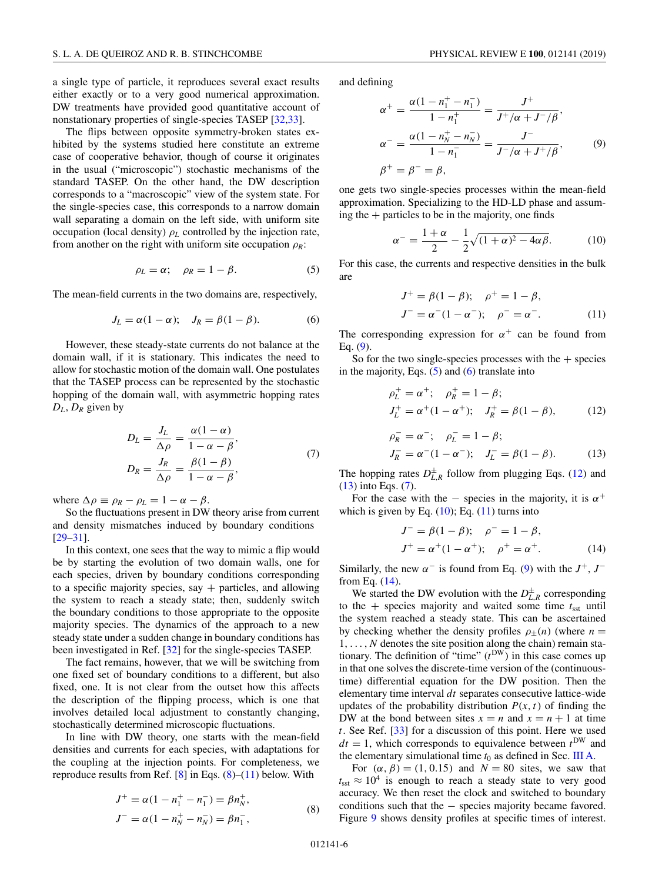a single type of particle, it reproduces several exact results either exactly or to a very good numerical approximation. DW treatments have provided good quantitative account of nonstationary properties of single-species TASEP [32,33].

The flips between opposite symmetry-broken states exhibited by the systems studied here constitute an extreme case of cooperative behavior, though of course it originates in the usual ("microscopic") stochastic mechanisms of the standard TASEP. On the other hand, the DW description corresponds to a "macroscopic" view of the system state. For the single-species case, this corresponds to a narrow domain wall separating a domain on the left side, with uniform site occupation (local density) $\rho_L$ controlled by the injection rate, from another on the right with uniform site occupation $\rho_R$:

$$\rho_L = \alpha; \quad \rho_R = 1 - \beta. \tag{5}$$

The mean-field currents in the two domains are, respectively,

$$J_L = \alpha(1-\alpha); \quad J_R = \beta(1-\beta). \tag{6}$$

However, these steady-state currents do not balance at the domain wall, if it is stationary. This indicates the need to allow for stochastic motion of the domain wall. One postulates that the TASEP process can be represented by the stochastic hopping of the domain wall, with asymmetric hopping rates $D_L$, $D_R$ given by

$$D_L = \frac{J_L}{\Delta\rho} = \frac{\alpha(1-\alpha)}{1-\alpha-\beta},$$
$$D_R = \frac{J_R}{\Delta\rho} = \frac{\beta(1-\beta)}{1-\alpha-\beta}, \tag{7}$$

where $\Delta\rho \equiv \rho_R - \rho_L = 1 - \alpha - \beta$.

So the fluctuations present in DW theory arise from current and density mismatches induced by boundary conditions [29–31].

In this context, one sees that the way to mimic a flip would be by starting the evolution of two domain walls, one for each species, driven by boundary conditions corresponding to a specific majority species, say + particles, and allowing the system to reach a steady state; then, suddenly switch the boundary conditions to those appropriate to the opposite majority species. The dynamics of the approach to a new steady state under a sudden change in boundary conditions has been investigated in Ref. [32] for the single-species TASEP.

The fact remains, however, that we will be switching from one fixed set of boundary conditions to a different, but also fixed, one. It is not clear from the outset how this affects the description of the flipping process, which is one that involves detailed local adjustment to constantly changing, stochastically determined microscopic fluctuations.

In line with DW theory, one starts with the mean-field densities and currents for each species, with adaptations for the coupling at the injection points. For completeness, we reproduce results from Ref. [8] in Eqs. (8)–(11) below. With

$$J^+ = \alpha(1 - n_1^+ - n_1^-) = \beta n_N^+,$$
$$J^- = \alpha(1 - n_N^+ - n_N^-) = \beta n_1^-, \tag{8}$$

and defining

$$\alpha^+ = \frac{\alpha(1 - n_1^+ - n_1^-)}{1 - n_1^+} = \frac{J^+}{J^+/\alpha + J^-/\beta},$$
$$\alpha^- = \frac{\alpha(1 - n_N^+ - n_N^-)}{1 - n_1^-} = \frac{J^-}{J^-/\alpha + J^+/\beta}, \tag{9}$$
$$\beta^+ = \beta^- = \beta,$$

one gets two single-species processes within the mean-field approximation. Specializing to the HD-LD phase and assuming the + particles to be in the majority, one finds

$$\alpha^- = \frac{1+\alpha}{2} - \frac{1}{2}\sqrt{(1+\alpha)^2 - 4\alpha\beta}. \tag{10}$$

For this case, the currents and respective densities in the bulk are

$$J^+ = \beta(1-\beta); \quad \rho^+ = 1 - \beta,$$
$$J^- = \alpha^-(1-\alpha^-); \quad \rho^- = \alpha^-. \tag{11}$$

The corresponding expression for $\alpha^+$ can be found from Eq. (9).

So for the two single-species processes with the + species in the majority, Eqs. (5) and (6) translate into

$$\rho_L^+ = \alpha^+; \quad \rho_R^+ = 1 - \beta;$$
$$J_L^+ = \alpha^+(1-\alpha^+); \quad J_R^+ = \beta(1-\beta), \tag{12}$$

$$\rho_R^- = \alpha^-; \quad \rho_L^- = 1 - \beta;$$
$$J_R^- = \alpha^-(1-\alpha^-); \quad J_L^- = \beta(1-\beta). \tag{13}$$

The hopping rates $D^{\pm}_{L,R}$ follow from plugging Eqs. (12) and (13) into Eqs. (7).

For the case with the − species in the majority, it is $\alpha^+$ which is given by Eq. (10); Eq. (11) turns into

$$J^- = \beta(1-\beta); \quad \rho^- = 1 - \beta,$$
$$J^+ = \alpha^+(1-\alpha^+); \quad \rho^+ = \alpha^+. \tag{14}$$

Similarly, the new $\alpha^-$ is found from Eq. (9) with the $J^+$, $J^-$ from Eq. (14).

We started the DW evolution with the $D^{\pm}_{L,R}$ corresponding to the + species majority and waited some time $t_{\rm sst}$ until the system reached a steady state. This can be ascertained by checking whether the density profiles $\rho_\pm(n)$ (where $n = 1, \ldots, N$ denotes the site position along the chain) remain stationary. The definition of "time" ($t^{\rm DW}$) in this case comes up in that one solves the discrete-time version of the (continuous-time) differential equation for the DW position. Then the elementary time interval $dt$ separates consecutive lattice-wide updates of the probability distribution $P(x,t)$ of finding the DW at the bond between sites $x = n$ and $x = n+1$ at time $t$. See Ref. [33] for a discussion of this point. Here we used $dt = 1$, which corresponds to equivalence between $t^{\rm DW}$ and the elementary simulational time $t_0$ as defined in Sec. III A.

For $(\alpha, \beta) = (1, 0.15)$ and $N = 80$ sites, we saw that $t_{\rm sst} \approx 10^4$ is enough to reach a steady state to very good accuracy. We then reset the clock and switched to boundary conditions such that the − species majority became favored. Figure 9 shows density profiles at specific times of interest.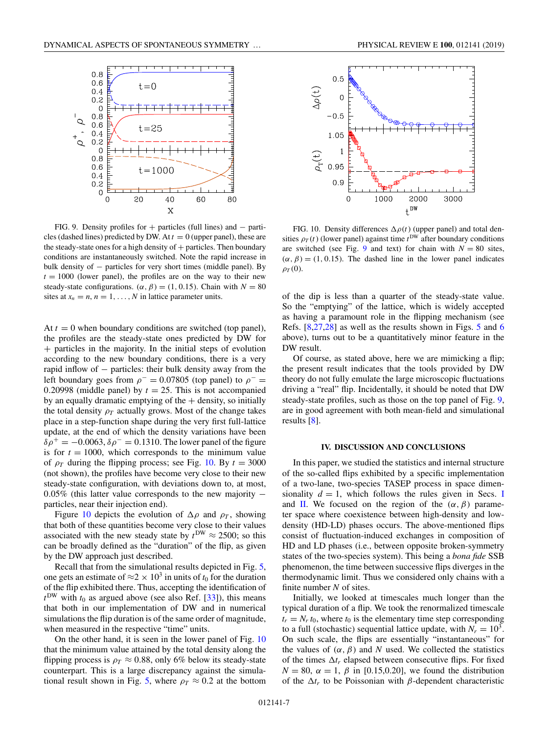FIG. 9. Density profiles for + particles (full lines) and − particles (dashed lines) predicted by DW. At $t = 0$ (upper panel), these are the steady-state ones for a high density of + particles. Then boundary conditions are instantaneously switched. Note the rapid increase in bulk density of − particles for very short times (middle panel). By $t = 1000$ (lower panel), the profiles are on the way to their new steady-state configurations. $(\alpha, \beta) = (1, 0.15)$. Chain with $N = 80$ sites at $x_n = n$, $n = 1, \ldots, N$ in lattice parameter units.

FIG. 10. Density differences $\Delta\rho(t)$ (upper panel) and total densities $\rho_T(t)$ (lower panel) against time $t^{\rm DW}$ after boundary conditions are switched (see Fig. 9 and text) for chain with $N = 80$ sites, $(\alpha, \beta) = (1, 0.15)$. The dashed line in the lower panel indicates $\rho_T(0)$.

At $t = 0$ when boundary conditions are switched (top panel), the profiles are the steady-state ones predicted by DW for + particles in the majority. In the initial steps of evolution according to the new boundary conditions, there is a very rapid inflow of − particles: their bulk density away from the left boundary goes from $\rho^- = 0.07805$ (top panel) to $\rho^- = 0.20998$ (middle panel) by $t = 25$. This is not accompanied by an equally dramatic emptying of the + density, so initially the total density $\rho_T$ actually grows. Most of the change takes place in a step-function shape during the very first full-lattice update, at the end of which the density variations have been $\delta\rho^+ = -0.0063$, $\delta\rho^- = 0.1310$. The lower panel of the figure is for $t = 1000$, which corresponds to the minimum value of $\rho_T$ during the flipping process; see Fig. 10. By $t = 3000$ (not shown), the profiles have become very close to their new steady-state configuration, with deviations down to, at most, 0.05% (this latter value corresponds to the new majority − particles, near their injection end).

Figure 10 depicts the evolution of $\Delta\rho$ and $\rho_T$, showing that both of these quantities become very close to their values associated with the new steady state by $t^{\rm DW} \approx 2500$; so this can be broadly defined as the "duration" of the flip, as given by the DW approach just described.

Recall that from the simulational results depicted in Fig. 5, one gets an estimate of $\approx 2 \times 10^3$ in units of $t_0$ for the duration of the flip exhibited there. Thus, accepting the identification of $t^{\rm DW}$ with $t_0$ as argued above (see also Ref. [33]), this means that both in our implementation of DW and in numerical simulations the flip duration is of the same order of magnitude, when measured in the respective "time" units.

On the other hand, it is seen in the lower panel of Fig. 10 that the minimum value attained by the total density along the flipping process is $\rho_T \approx 0.88$, only 6% below its steady-state counterpart. This is a large discrepancy against the simulational result shown in Fig. 5, where $\rho_T \approx 0.2$ at the bottom of the dip is less than a quarter of the steady-state value. So the "emptying" of the lattice, which is widely accepted as having a paramount role in the flipping mechanism (see Refs. [8,27,28] as well as the results shown in Figs. 5 and 6 above), turns out to be a quantitatively minor feature in the DW result.

Of course, as stated above, here we are mimicking a flip; the present result indicates that the tools provided by DW theory do not fully emulate the large microscopic fluctuations driving a "real" flip. Incidentally, it should be noted that DW steady-state profiles, such as those on the top panel of Fig. 9, are in good agreement with both mean-field and simulational results [8].

## IV. DISCUSSION AND CONCLUSIONS

In this paper, we studied the statistics and internal structure of the so-called flips exhibited by a specific implementation of a two-lane, two-species TASEP process in space dimensionality $d = 1$, which follows the rules given in Secs. I and II. We focused on the region of the $(\alpha, \beta)$ parameter space where coexistence between high-density and low-density (HD-LD) phases occurs. The above-mentioned flips consist of fluctuation-induced exchanges in composition of HD and LD phases (i.e., between opposite broken-symmetry states of the two-species system). This being a *bona fide* SSB phenomenon, the time between successive flips diverges in the thermodynamic limit. Thus we considered only chains with a finite number $N$ of sites.

Initially, we looked at timescales much longer than the typical duration of a flip. We took the renormalized timescale $t_r = N_r\, t_0$, where $t_0$ is the elementary time step corresponding to a full (stochastic) sequential lattice update, with $N_r = 10^3$. On such scale, the flips are essentially "instantaneous" for the values of $(\alpha, \beta)$ and $N$ used. We collected the statistics of the times $\Delta t_r$ elapsed between consecutive flips. For fixed $N = 80$, $\alpha = 1$, $\beta$ in [0.15,0.20], we found the distribution of the $\Delta t_r$ to be Poissonian with $\beta$-dependent characteristic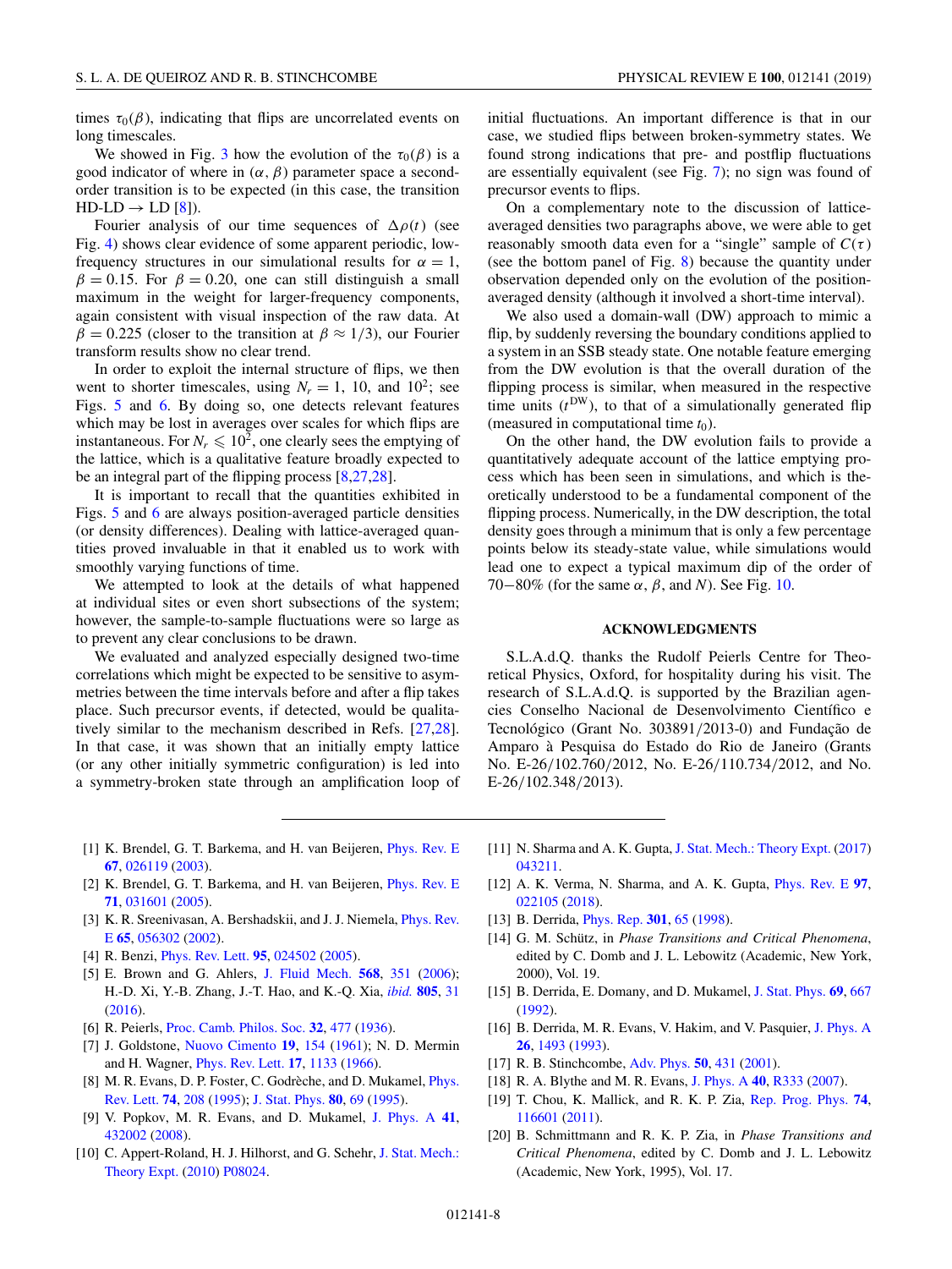times $\tau_0(\beta)$, indicating that flips are uncorrelated events on long timescales.

We showed in Fig. 3 how the evolution of the $\tau_0(\beta)$ is a good indicator of where in $(\alpha, \beta)$ parameter space a second-order transition is to be expected (in this case, the transition HD-LD $\rightarrow$ LD [8]).

Fourier analysis of our time sequences of $\Delta\rho(t)$ (see Fig. 4) shows clear evidence of some apparent periodic, low-frequency structures in our simulational results for $\alpha = 1$, $\beta = 0.15$. For $\beta = 0.20$, one can still distinguish a small maximum in the weight for larger-frequency components, again consistent with visual inspection of the raw data. At $\beta = 0.225$ (closer to the transition at $\beta \approx 1/3$), our Fourier transform results show no clear trend.

In order to exploit the internal structure of flips, we then went to shorter timescales, using $N_r = 1$, 10, and $10^2$; see Figs. 5 and 6. By doing so, one detects relevant features which may be lost in averages over scales for which flips are instantaneous. For $N_r \leqslant 10^2$, one clearly sees the emptying of the lattice, which is a qualitative feature broadly expected to be an integral part of the flipping process [8,27,28].

It is important to recall that the quantities exhibited in Figs. 5 and 6 are always position-averaged particle densities (or density differences). Dealing with lattice-averaged quantities proved invaluable in that it enabled us to work with smoothly varying functions of time.

We attempted to look at the details of what happened at individual sites or even short subsections of the system; however, the sample-to-sample fluctuations were so large as to prevent any clear conclusions to be drawn.

We evaluated and analyzed especially designed two-time correlations which might be expected to be sensitive to asymmetries between the time intervals before and after a flip takes place. Such precursor events, if detected, would be qualitatively similar to the mechanism described in Refs. [27,28]. In that case, it was shown that an initially empty lattice (or any other initially symmetric configuration) is led into a symmetry-broken state through an amplification loop of initial fluctuations. An important difference is that in our case, we studied flips between broken-symmetry states. We found strong indications that pre- and postflip fluctuations are essentially equivalent (see Fig. 7); no sign was found of precursor events to flips.

On a complementary note to the discussion of lattice-averaged densities two paragraphs above, we were able to get reasonably smooth data even for a "single" sample of $C(\tau)$ (see the bottom panel of Fig. 8) because the quantity under observation depended only on the evolution of the position-averaged density (although it involved a short-time interval).

We also used a domain-wall (DW) approach to mimic a flip, by suddenly reversing the boundary conditions applied to a system in an SSB steady state. One notable feature emerging from the DW evolution is that the overall duration of the flipping process is similar, when measured in the respective time units ($t^{\rm DW}$), to that of a simulationally generated flip (measured in computational time $t_0$).

On the other hand, the DW evolution fails to provide a quantitatively adequate account of the lattice emptying process which has been seen in simulations, and which is theoretically understood to be a fundamental component of the flipping process. Numerically, in the DW description, the total density goes through a minimum that is only a few percentage points below its steady-state value, while simulations would lead one to expect a typical maximum dip of the order of 70–80% (for the same $\alpha$, $\beta$, and $N$). See Fig. 10.

## ACKNOWLEDGMENTS

S.L.A.d.Q. thanks the Rudolf Peierls Centre for Theoretical Physics, Oxford, for hospitality during his visit. The research of S.L.A.d.Q. is supported by the Brazilian agencies Conselho Nacional de Desenvolvimento Científico e Tecnológico (Grant No. 303891/2013-0) and Fundação de Amparo à Pesquisa do Estado do Rio de Janeiro (Grants No. E-26/102.760/2012, No. E-26/110.734/2012, and No. E-26/102.348/2013).

---

[1] K. Brendel, G. T. Barkema, and H. van Beijeren, Phys. Rev. E **67**, 026119 (2003).

[2] K. Brendel, G. T. Barkema, and H. van Beijeren, Phys. Rev. E **71**, 031601 (2005).

[3] K. R. Sreenivasan, A. Bershadskii, and J. J. Niemela, Phys. Rev. E **65**, 056302 (2002).

[4] R. Benzi, Phys. Rev. Lett. **95**, 024502 (2005).

[5] E. Brown and G. Ahlers, J. Fluid Mech. **568**, 351 (2006); H.-D. Xi, Y.-B. Zhang, J.-T. Hao, and K.-Q. Xia, *ibid.* **805**, 31 (2016).

[6] R. Peierls, Proc. Camb. Philos. Soc. **32**, 477 (1936).

[7] J. Goldstone, Nuovo Cimento **19**, 154 (1961); N. D. Mermin and H. Wagner, Phys. Rev. Lett. **17**, 1133 (1966).

[8] M. R. Evans, D. P. Foster, C. Godrèche, and D. Mukamel, Phys. Rev. Lett. **74**, 208 (1995); J. Stat. Phys. **80**, 69 (1995).

[9] V. Popkov, M. R. Evans, and D. Mukamel, J. Phys. A **41**, 432002 (2008).

[10] C. Appert-Roland, H. J. Hilhorst, and G. Schehr, J. Stat. Mech.: Theory Expt. (2010) P08024.

[11] N. Sharma and A. K. Gupta, J. Stat. Mech.: Theory Expt. (2017) 043211.

[12] A. K. Verma, N. Sharma, and A. K. Gupta, Phys. Rev. E **97**, 022105 (2018).

[13] B. Derrida, Phys. Rep. **301**, 65 (1998).

[14] G. M. Schütz, in *Phase Transitions and Critical Phenomena*, edited by C. Domb and J. L. Lebowitz (Academic, New York, 2000), Vol. 19.

[15] B. Derrida, E. Domany, and D. Mukamel, J. Stat. Phys. **69**, 667 (1992).

[16] B. Derrida, M. R. Evans, V. Hakim, and V. Pasquier, J. Phys. A **26**, 1493 (1993).

[17] R. B. Stinchcombe, Adv. Phys. **50**, 431 (2001).

[18] R. A. Blythe and M. R. Evans, J. Phys. A **40**, R333 (2007).

[19] T. Chou, K. Mallick, and R. K. P. Zia, Rep. Prog. Phys. **74**, 116601 (2011).

[20] B. Schmittmann and R. K. P. Zia, in *Phase Transitions and Critical Phenomena*, edited by C. Domb and J. L. Lebowitz (Academic, New York, 1995), Vol. 17.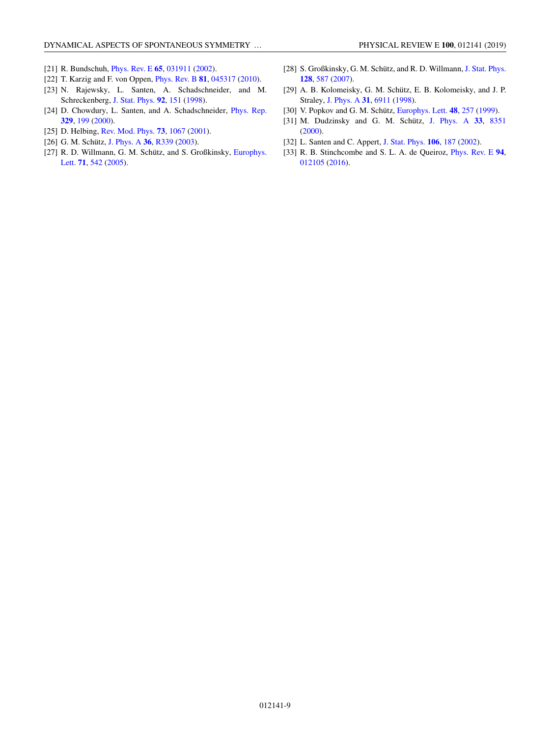[21] R. Bundschuh, Phys. Rev. E **65**, 031911 (2002).

[22] T. Karzig and F. von Oppen, Phys. Rev. B **81**, 045317 (2010).

[23] N. Rajewsky, L. Santen, A. Schadschneider, and M. Schreckenberg, J. Stat. Phys. **92**, 151 (1998).

[24] D. Chowdury, L. Santen, and A. Schadschneider, Phys. Rep. **329**, 199 (2000).

[25] D. Helbing, Rev. Mod. Phys. **73**, 1067 (2001).

[26] G. M. Schütz, J. Phys. A **36**, R339 (2003).

[27] R. D. Willmann, G. M. Schütz, and S. Großkinsky, Europhys. Lett. **71**, 542 (2005).

[28] S. Großkinsky, G. M. Schütz, and R. D. Willmann, J. Stat. Phys. **128**, 587 (2007).

[29] A. B. Kolomeisky, G. M. Schütz, E. B. Kolomeisky, and J. P. Straley, J. Phys. A **31**, 6911 (1998).

[30] V. Popkov and G. M. Schütz, Europhys. Lett. **48**, 257 (1999).

[31] M. Dudzinsky and G. M. Schütz, J. Phys. A **33**, 8351 (2000).

[32] L. Santen and C. Appert, J. Stat. Phys. **106**, 187 (2002).

[33] R. B. Stinchcombe and S. L. A. de Queiroz, Phys. Rev. E **94**, 012105 (2016).